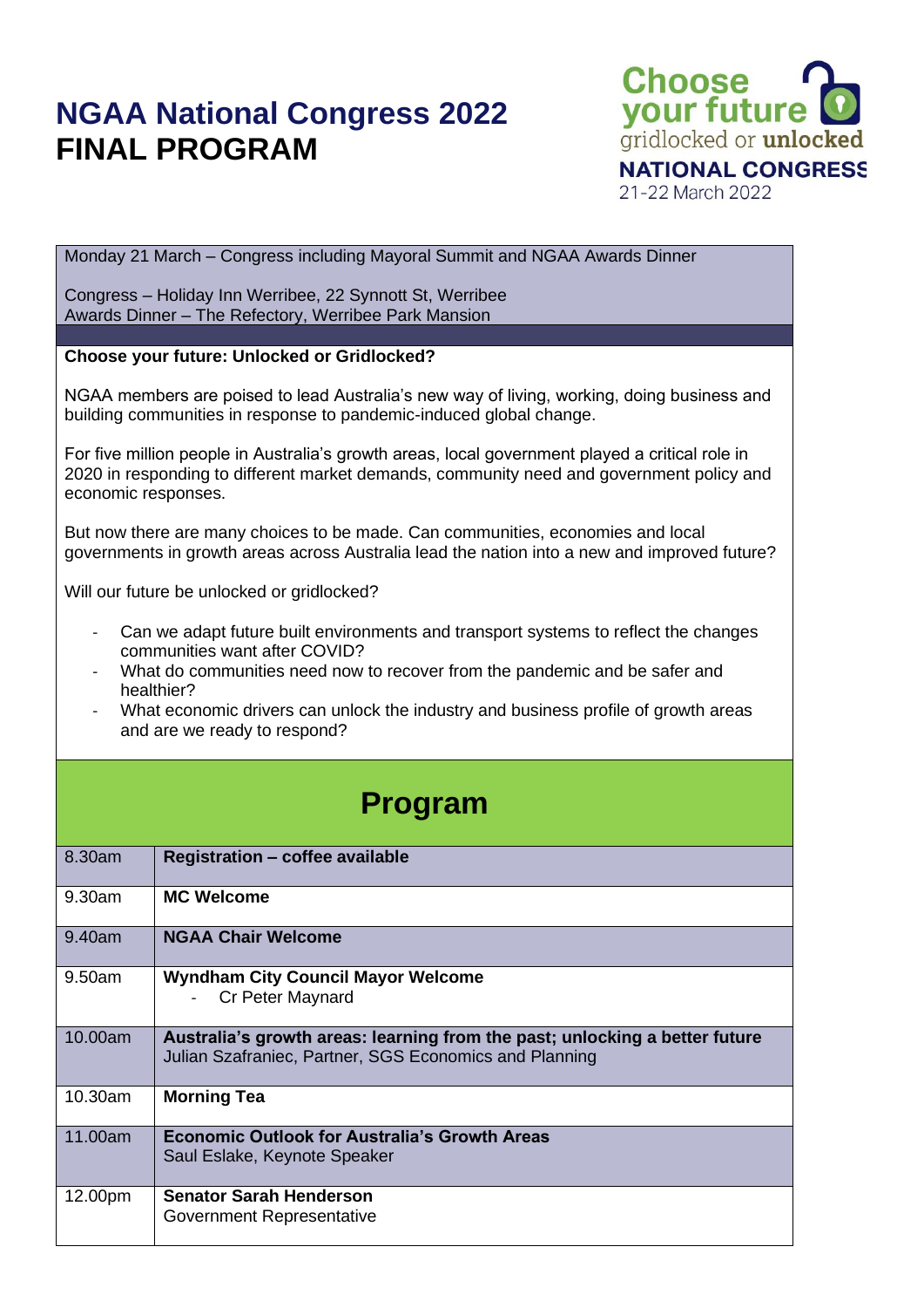# NGAA National Congress 2022
# FINAL PROGRAM

Choose your future
gridlocked or **unlocked**
NATIONAL CONGRESS
21-22 March 2022

Monday 21 March – Congress including Mayoral Summit and NGAA Awards Dinner

Congress – Holiday Inn Werribee, 22 Synnott St, Werribee
Awards Dinner – The Refectory, Werribee Park Mansion

**Choose your future: Unlocked or Gridlocked?**

NGAA members are poised to lead Australia's new way of living, working, doing business and building communities in response to pandemic-induced global change.

For five million people in Australia's growth areas, local government played a critical role in 2020 in responding to different market demands, community need and government policy and economic responses.

But now there are many choices to be made. Can communities, economies and local governments in growth areas across Australia lead the nation into a new and improved future?

Will our future be unlocked or gridlocked?

- Can we adapt future built environments and transport systems to reflect the changes communities want after COVID?
- What do communities need now to recover from the pandemic and be safer and healthier?
- What economic drivers can unlock the industry and business profile of growth areas and are we ready to respond?

## Program

| Time | Session |
| --- | --- |
| 8.30am | **Registration – coffee available** |
| 9.30am | **MC Welcome** |
| 9.40am | **NGAA Chair Welcome** |
| 9.50am | **Wyndham City Council Mayor Welcome**<br>- Cr Peter Maynard |
| 10.00am | **Australia's growth areas: learning from the past; unlocking a better future**<br>Julian Szafraniec, Partner, SGS Economics and Planning |
| 10.30am | **Morning Tea** |
| 11.00am | **Economic Outlook for Australia's Growth Areas**<br>Saul Eslake, Keynote Speaker |
| 12.00pm | **Senator Sarah Henderson**<br>Government Representative |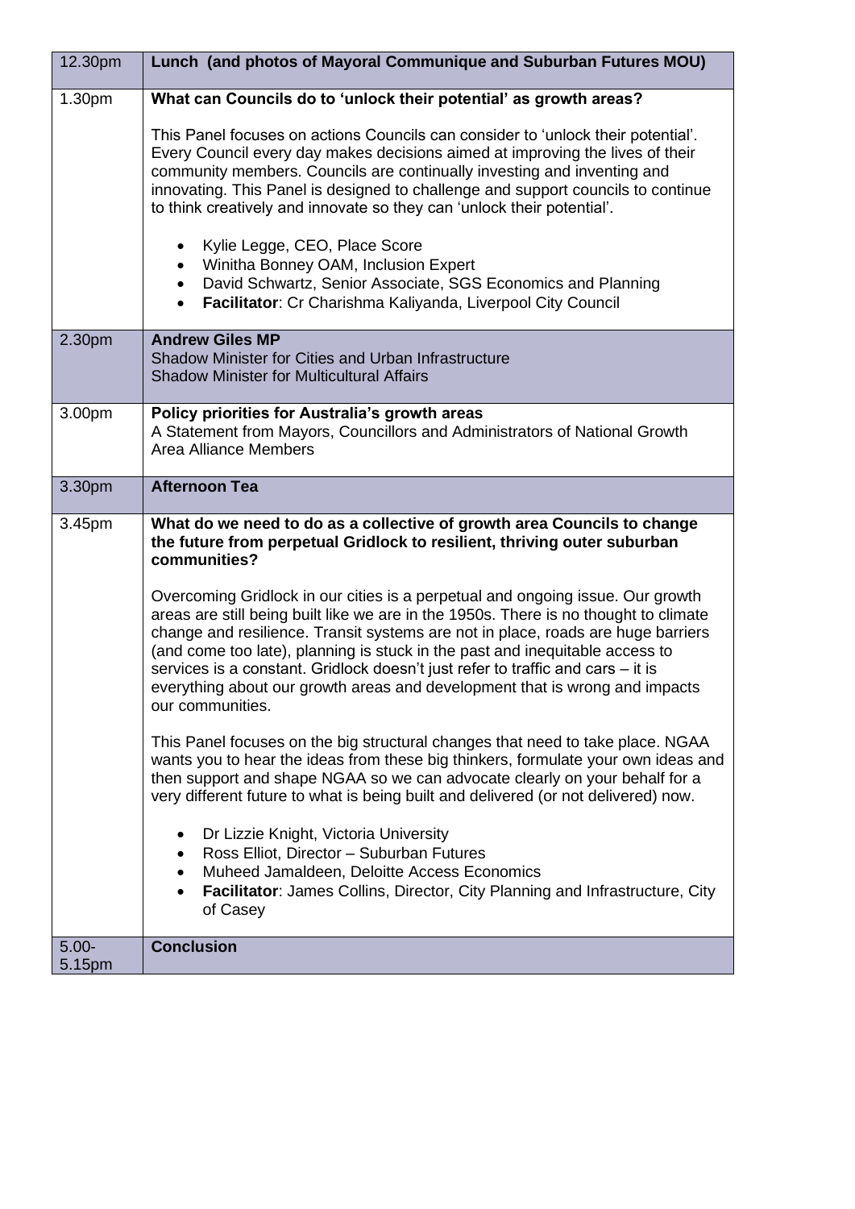| | |
|---|---|
| 12.30pm | **Lunch (and photos of Mayoral Communique and Suburban Futures MOU)** |
| 1.30pm | **What can Councils do to 'unlock their potential' as growth areas?**<br><br>This Panel focuses on actions Councils can consider to 'unlock their potential'. Every Council every day makes decisions aimed at improving the lives of their community members. Councils are continually investing and inventing and innovating. This Panel is designed to challenge and support councils to continue to think creatively and innovate so they can 'unlock their potential'.<br><br>• Kylie Legge, CEO, Place Score<br>• Winitha Bonney OAM, Inclusion Expert<br>• David Schwartz, Senior Associate, SGS Economics and Planning<br>• **Facilitator**: Cr Charishma Kaliyanda, Liverpool City Council |
| 2.30pm | **Andrew Giles MP**<br>Shadow Minister for Cities and Urban Infrastructure<br>Shadow Minister for Multicultural Affairs |
| 3.00pm | **Policy priorities for Australia's growth areas**<br>A Statement from Mayors, Councillors and Administrators of National Growth Area Alliance Members |
| 3.30pm | **Afternoon Tea** |
| 3.45pm | **What do we need to do as a collective of growth area Councils to change the future from perpetual Gridlock to resilient, thriving outer suburban communities?**<br><br>Overcoming Gridlock in our cities is a perpetual and ongoing issue. Our growth areas are still being built like we are in the 1950s. There is no thought to climate change and resilience. Transit systems are not in place, roads are huge barriers (and come too late), planning is stuck in the past and inequitable access to services is a constant. Gridlock doesn't just refer to traffic and cars – it is everything about our growth areas and development that is wrong and impacts our communities.<br><br>This Panel focuses on the big structural changes that need to take place. NGAA wants you to hear the ideas from these big thinkers, formulate your own ideas and then support and shape NGAA so we can advocate clearly on your behalf for a very different future to what is being built and delivered (or not delivered) now.<br><br>• Dr Lizzie Knight, Victoria University<br>• Ross Elliot, Director – Suburban Futures<br>• Muheed Jamaldeen, Deloitte Access Economics<br>• **Facilitator**: James Collins, Director, City Planning and Infrastructure, City of Casey |
| 5.00-5.15pm | **Conclusion** |